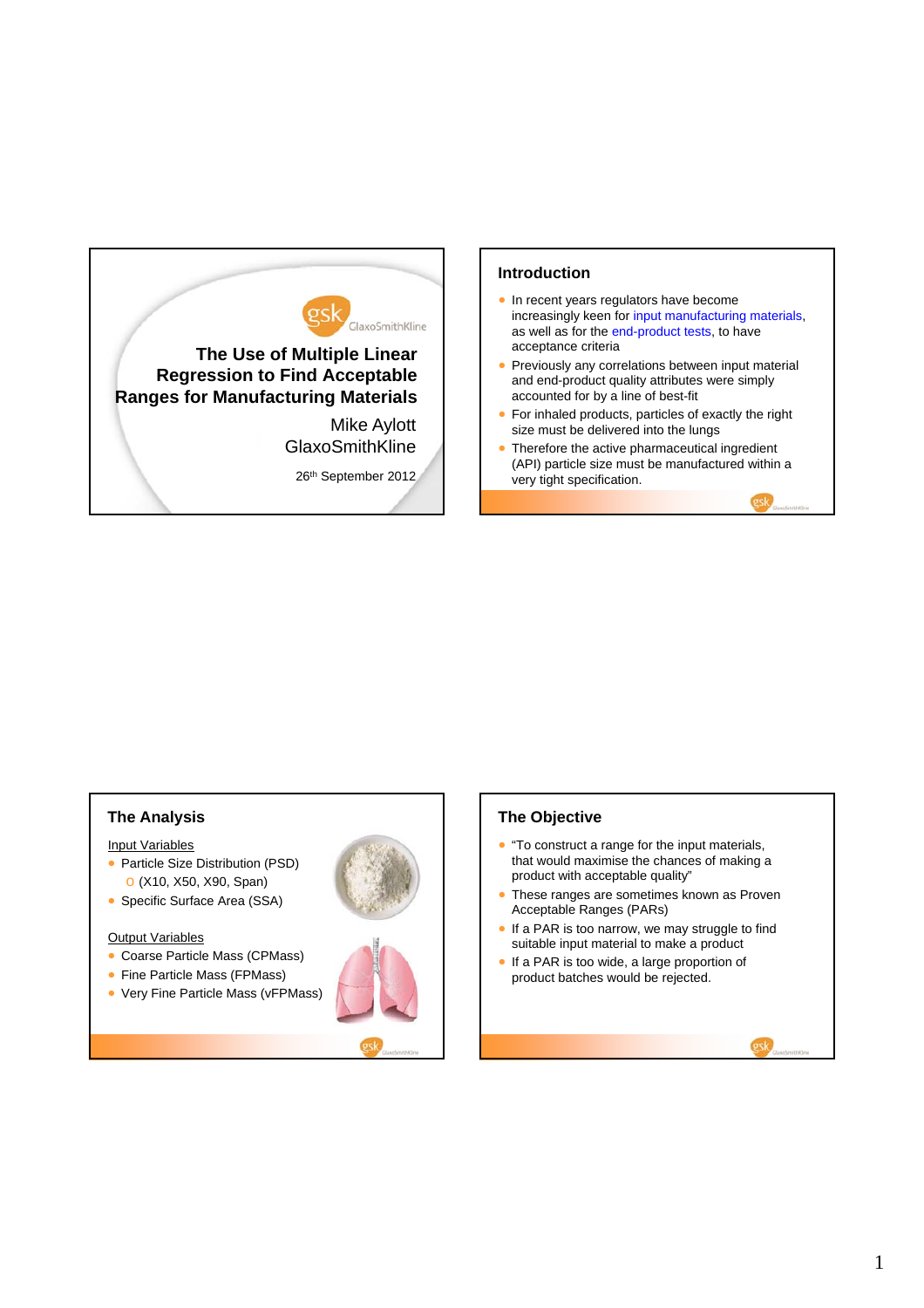# The Use of Multiple Linear Regression to Find Acceptable Ranges for Manufacturing Materials

Mike Aylott
GlaxoSmithKline

26th September 2012

## Introduction

- In recent years regulators have become increasingly keen for input manufacturing materials, as well as for the end-product tests, to have acceptance criteria
- Previously any correlations between input material and end-product quality attributes were simply accounted for by a line of best-fit
- For inhaled products, particles of exactly the right size must be delivered into the lungs
- Therefore the active pharmaceutical ingredient (API) particle size must be manufactured within a very tight specification.

## The Analysis

Input Variables

- Particle Size Distribution (PSD)
  - (X10, X50, X90, Span)
- Specific Surface Area (SSA)

Output Variables

- Coarse Particle Mass (CPMass)
- Fine Particle Mass (FPMass)
- Very Fine Particle Mass (vFPMass)

## The Objective

- "To construct a range for the input materials, that would maximise the chances of making a product with acceptable quality"
- These ranges are sometimes known as Proven Acceptable Ranges (PARs)
- If a PAR is too narrow, we may struggle to find suitable input material to make a product
- If a PAR is too wide, a large proportion of product batches would be rejected.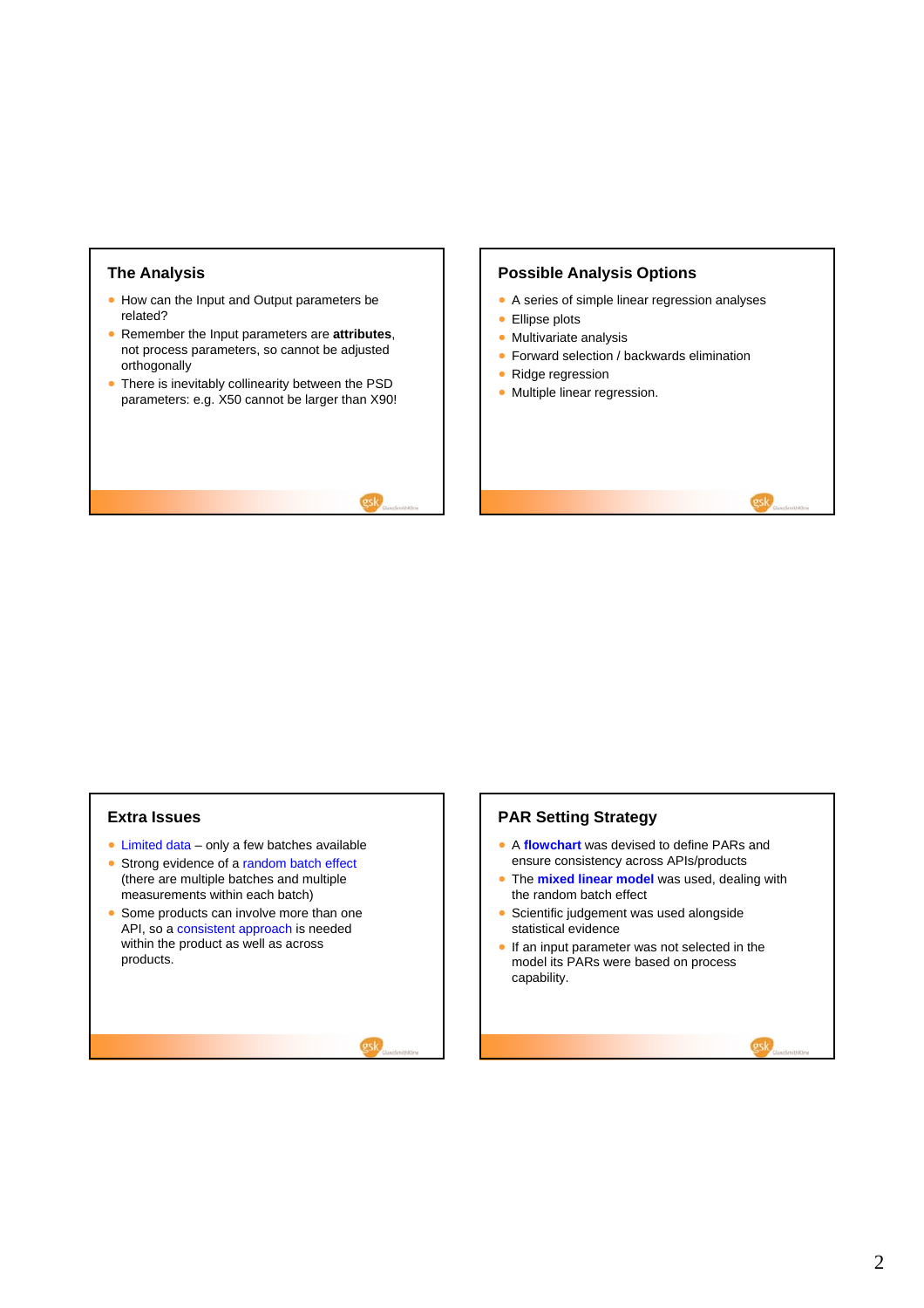## The Analysis

- How can the Input and Output parameters be related?
- Remember the Input parameters are **attributes**, not process parameters, so cannot be adjusted orthogonally
- There is inevitably collinearity between the PSD parameters: e.g. X50 cannot be larger than X90!

## Possible Analysis Options

- A series of simple linear regression analyses
- Ellipse plots
- Multivariate analysis
- Forward selection / backwards elimination
- Ridge regression
- Multiple linear regression.

## Extra Issues

- Limited data – only a few batches available
- Strong evidence of a random batch effect (there are multiple batches and multiple measurements within each batch)
- Some products can involve more than one API, so a consistent approach is needed within the product as well as across products.

## PAR Setting Strategy

- A **flowchart** was devised to define PARs and ensure consistency across APIs/products
- The **mixed linear model** was used, dealing with the random batch effect
- Scientific judgement was used alongside statistical evidence
- If an input parameter was not selected in the model its PARs were based on process capability.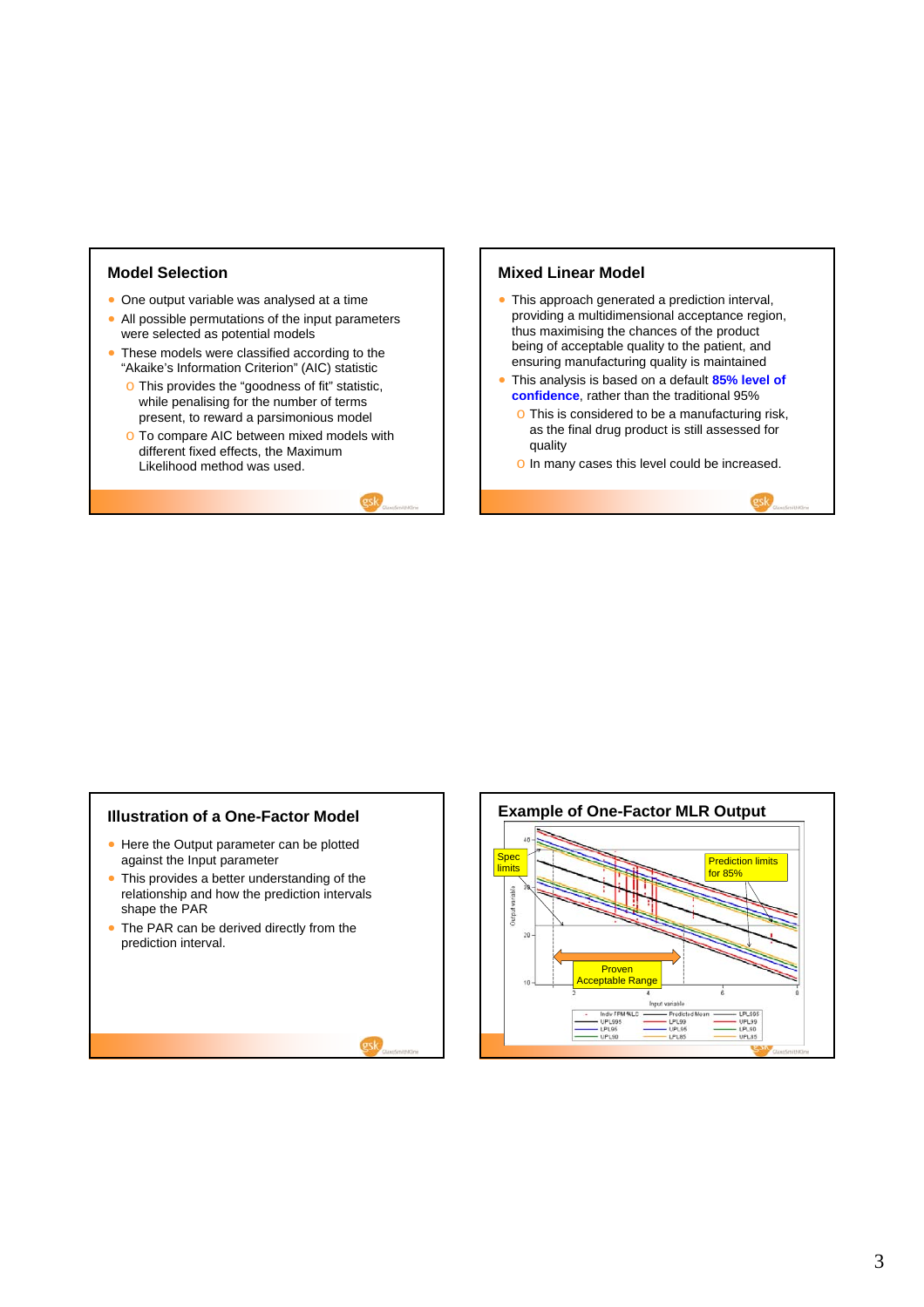## Model Selection

- One output variable was analysed at a time
- All possible permutations of the input parameters were selected as potential models
- These models were classified according to the "Akaike's Information Criterion" (AIC) statistic
  - This provides the "goodness of fit" statistic, while penalising for the number of terms present, to reward a parsimonious model
  - To compare AIC between mixed models with different fixed effects, the Maximum Likelihood method was used.

## Mixed Linear Model

- This approach generated a prediction interval, providing a multidimensional acceptance region, thus maximising the chances of the product being of acceptable quality to the patient, and ensuring manufacturing quality is maintained
- This analysis is based on a default **85% level of confidence**, rather than the traditional 95%
  - This is considered to be a manufacturing risk, as the final drug product is still assessed for quality
  - In many cases this level could be increased.

## Illustration of a One-Factor Model

- Here the Output parameter can be plotted against the Input parameter
- This provides a better understanding of the relationship and how the prediction intervals shape the PAR
- The PAR can be derived directly from the prediction interval.

## Example of One-Factor MLR Output

Spec limits

Prediction limits for 85%

Proven Acceptable Range

Input variable

Output variable

Indiv FPM %LC, Predicted Mean, LPL095, UPL095, LPL99, UPL99, LPL95, UPL95, LPL90, UPL90, LPL85, UPL85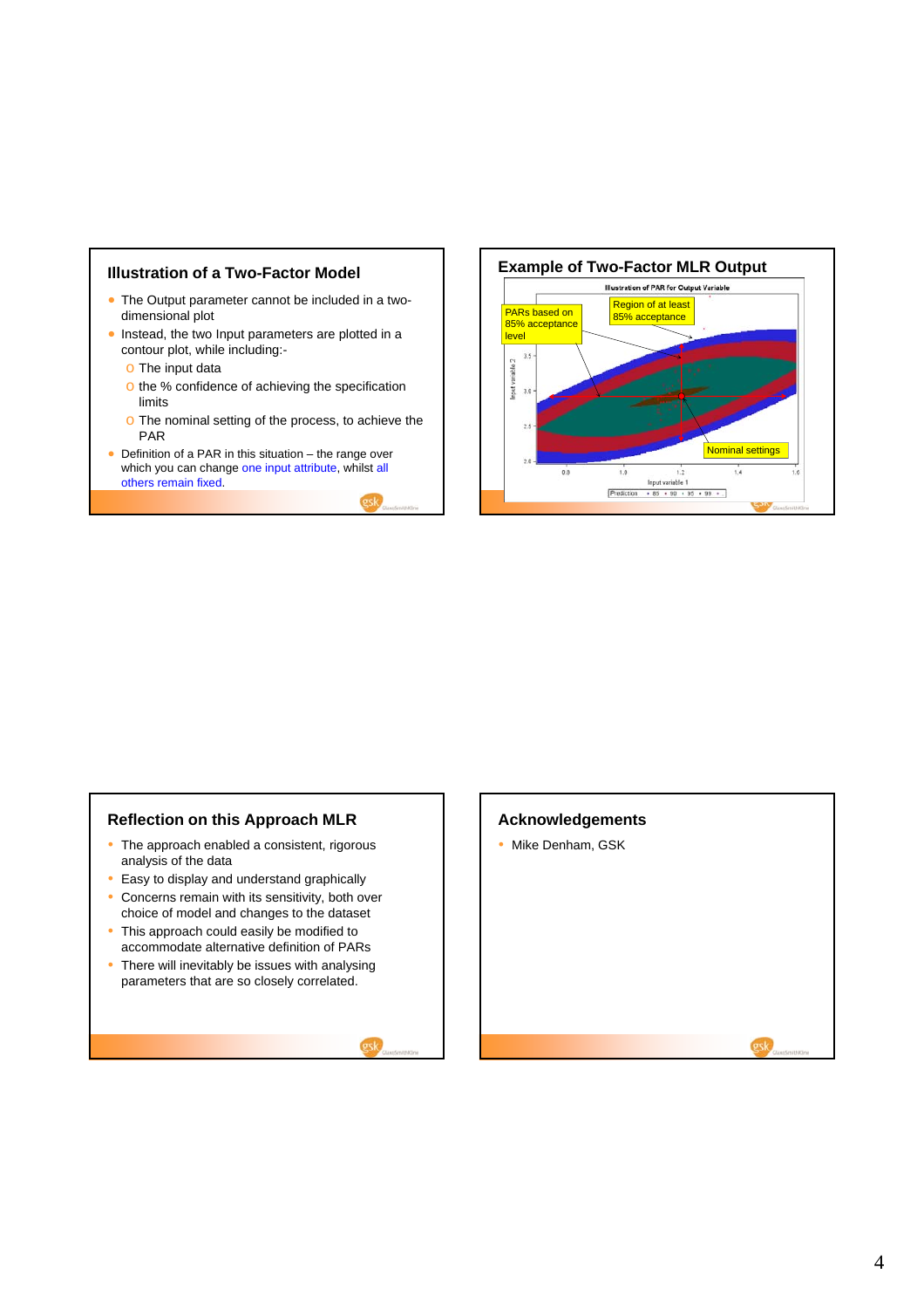## Illustration of a Two-Factor Model

- The Output parameter cannot be included in a two-dimensional plot
- Instead, the two Input parameters are plotted in a contour plot, while including:-
  - The input data
  - the % confidence of achieving the specification limits
  - The nominal setting of the process, to achieve the PAR
- Definition of a PAR in this situation – the range over which you can change one input attribute, whilst all others remain fixed.

## Example of Two-Factor MLR Output

Illustration of PAR for Output Variable

PARs based on 85% acceptance level

Region of at least 85% acceptance

Nominal settings

Input variable 2

Input variable 1

Prediction • 85 • 90 • 95 • 99

## Reflection on this Approach MLR

- The approach enabled a consistent, rigorous analysis of the data
- Easy to display and understand graphically
- Concerns remain with its sensitivity, both over choice of model and changes to the dataset
- This approach could easily be modified to accommodate alternative definition of PARs
- There will inevitably be issues with analysing parameters that are so closely correlated.

## Acknowledgements

- Mike Denham, GSK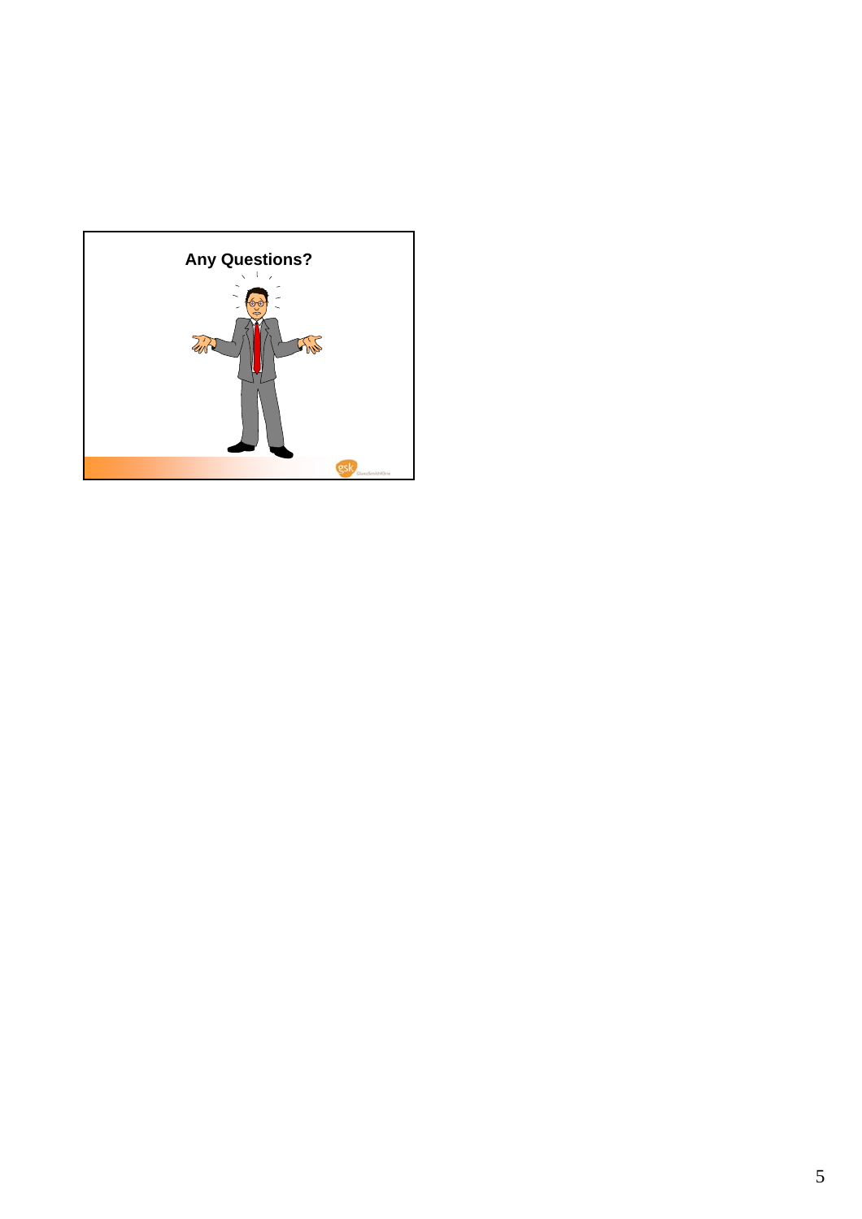**Any Questions?**